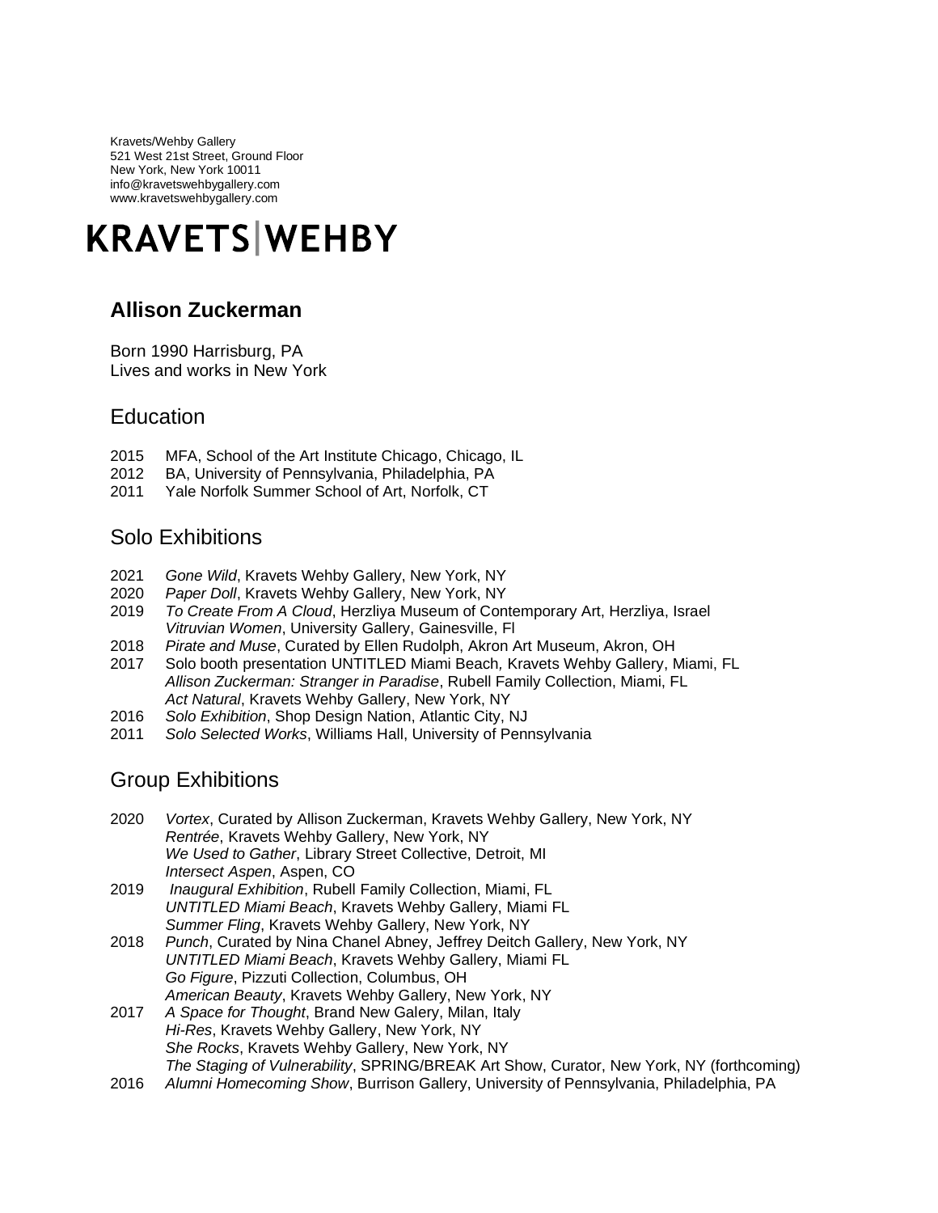Kravets/Wehby Gallery
521 West 21st Street, Ground Floor
New York, New York 10011
info@kravetswehbygallery.com
www.kravetswehbygallery.com

# KRAVETS|WEHBY

## Allison Zuckerman

Born 1990 Harrisburg, PA
Lives and works in New York

## Education

2015 MFA, School of the Art Institute Chicago, Chicago, IL
2012 BA, University of Pennsylvania, Philadelphia, PA
2011 Yale Norfolk Summer School of Art, Norfolk, CT

## Solo Exhibitions

2021 *Gone Wild*, Kravets Wehby Gallery, New York, NY
2020 *Paper Doll*, Kravets Wehby Gallery, New York, NY
2019 *To Create From A Cloud*, Herzliya Museum of Contemporary Art, Herzliya, Israel
*Vitruvian Women*, University Gallery, Gainesville, Fl
2018 *Pirate and Muse*, Curated by Ellen Rudolph, Akron Art Museum, Akron, OH
2017 Solo booth presentation UNTITLED Miami Beach, Kravets Wehby Gallery, Miami, FL
*Allison Zuckerman: Stranger in Paradise*, Rubell Family Collection, Miami, FL
*Act Natural*, Kravets Wehby Gallery, New York, NY
2016 *Solo Exhibition*, Shop Design Nation, Atlantic City, NJ
2011 *Solo Selected Works*, Williams Hall, University of Pennsylvania

## Group Exhibitions

2020 *Vortex*, Curated by Allison Zuckerman, Kravets Wehby Gallery, New York, NY
*Rentrée*, Kravets Wehby Gallery, New York, NY
*We Used to Gather*, Library Street Collective, Detroit, MI
*Intersect Aspen*, Aspen, CO
2019 *Inaugural Exhibition*, Rubell Family Collection, Miami, FL
*UNTITLED Miami Beach*, Kravets Wehby Gallery, Miami FL
*Summer Fling*, Kravets Wehby Gallery, New York, NY
2018 *Punch*, Curated by Nina Chanel Abney, Jeffrey Deitch Gallery, New York, NY
*UNTITLED Miami Beach*, Kravets Wehby Gallery, Miami FL
*Go Figure*, Pizzuti Collection, Columbus, OH
*American Beauty*, Kravets Wehby Gallery, New York, NY
2017 *A Space for Thought*, Brand New Galery, Milan, Italy
*Hi-Res*, Kravets Wehby Gallery, New York, NY
*She Rocks*, Kravets Wehby Gallery, New York, NY
*The Staging of Vulnerability*, SPRING/BREAK Art Show, Curator, New York, NY (forthcoming)
2016 *Alumni Homecoming Show*, Burrison Gallery, University of Pennsylvania, Philadelphia, PA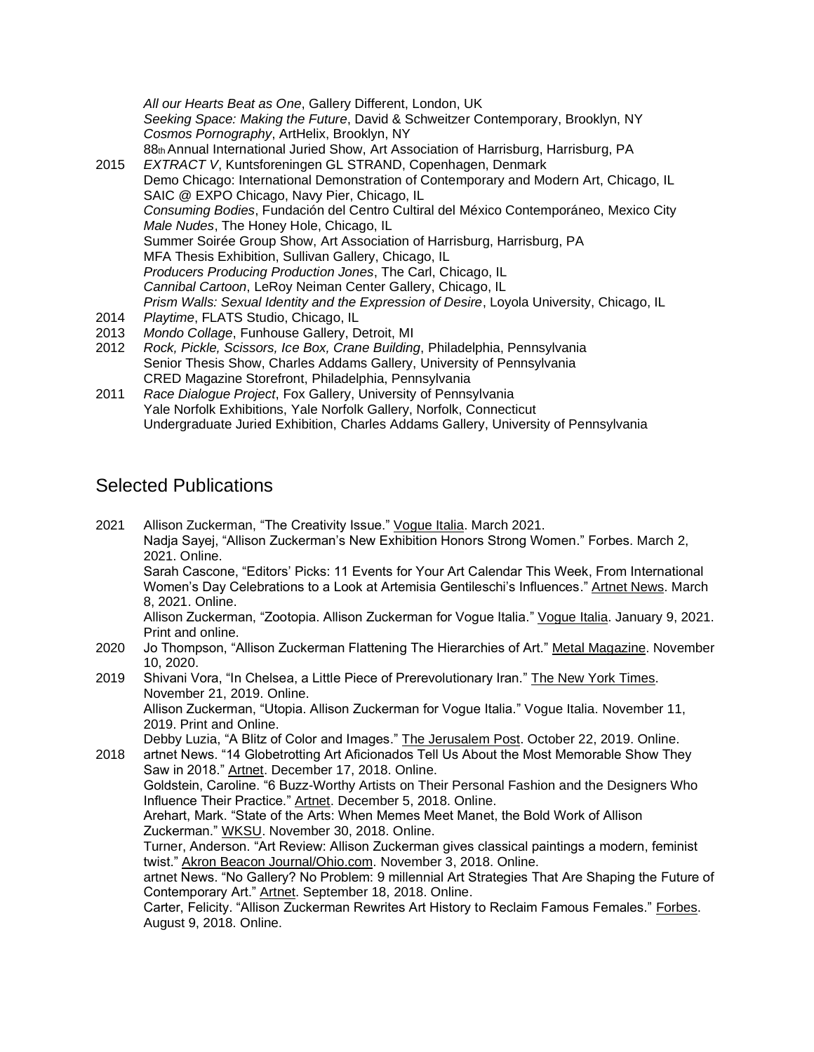*All our Hearts Beat as One*, Gallery Different, London, UK
*Seeking Space: Making the Future*, David & Schweitzer Contemporary, Brooklyn, NY
*Cosmos Pornography*, ArtHelix, Brooklyn, NY
88th Annual International Juried Show, Art Association of Harrisburg, Harrisburg, PA

2015 *EXTRACT V*, Kuntsforeningen GL STRAND, Copenhagen, Denmark
Demo Chicago: International Demonstration of Contemporary and Modern Art, Chicago, IL
SAIC @ EXPO Chicago, Navy Pier, Chicago, IL
*Consuming Bodies*, Fundación del Centro Cultiral del México Contemporáneo, Mexico City
*Male Nudes*, The Honey Hole, Chicago, IL
Summer Soirée Group Show, Art Association of Harrisburg, Harrisburg, PA
MFA Thesis Exhibition, Sullivan Gallery, Chicago, IL
*Producers Producing Production Jones*, The Carl, Chicago, IL
*Cannibal Cartoon*, LeRoy Neiman Center Gallery, Chicago, IL
*Prism Walls: Sexual Identity and the Expression of Desire*, Loyola University, Chicago, IL

2014 *Playtime*, FLATS Studio, Chicago, IL

2013 *Mondo Collage*, Funhouse Gallery, Detroit, MI

2012 *Rock, Pickle, Scissors, Ice Box, Crane Building*, Philadelphia, Pennsylvania
Senior Thesis Show, Charles Addams Gallery, University of Pennsylvania
CRED Magazine Storefront, Philadelphia, Pennsylvania

2011 *Race Dialogue Project*, Fox Gallery, University of Pennsylvania
Yale Norfolk Exhibitions, Yale Norfolk Gallery, Norfolk, Connecticut
Undergraduate Juried Exhibition, Charles Addams Gallery, University of Pennsylvania

## Selected Publications

2021 Allison Zuckerman, "The Creativity Issue." Vogue Italia. March 2021.
Nadja Sayej, "Allison Zuckerman's New Exhibition Honors Strong Women." Forbes. March 2, 2021. Online.
Sarah Cascone, "Editors' Picks: 11 Events for Your Art Calendar This Week, From International Women's Day Celebrations to a Look at Artemisia Gentileschi's Influences." Artnet News. March 8, 2021. Online.
Allison Zuckerman, "Zootopia. Allison Zuckerman for Vogue Italia." Vogue Italia. January 9, 2021. Print and online.

2020 Jo Thompson, "Allison Zuckerman Flattening The Hierarchies of Art." Metal Magazine. November 10, 2020.

2019 Shivani Vora, "In Chelsea, a Little Piece of Prerevolutionary Iran." The New York Times. November 21, 2019. Online.
Allison Zuckerman, "Utopia. Allison Zuckerman for Vogue Italia." Vogue Italia. November 11, 2019. Print and Online.
Debby Luzia, "A Blitz of Color and Images." The Jerusalem Post. October 22, 2019. Online.

2018 artnet News. "14 Globetrotting Art Aficionados Tell Us About the Most Memorable Show They Saw in 2018." Artnet. December 17, 2018. Online.
Goldstein, Caroline. "6 Buzz-Worthy Artists on Their Personal Fashion and the Designers Who Influence Their Practice." Artnet. December 5, 2018. Online.
Arehart, Mark. "State of the Arts: When Memes Meet Manet, the Bold Work of Allison Zuckerman." WKSU. November 30, 2018. Online.
Turner, Anderson. "Art Review: Allison Zuckerman gives classical paintings a modern, feminist twist." Akron Beacon Journal/Ohio.com. November 3, 2018. Online.
artnet News. "No Gallery? No Problem: 9 millennial Art Strategies That Are Shaping the Future of Contemporary Art." Artnet. September 18, 2018. Online.
Carter, Felicity. "Allison Zuckerman Rewrites Art History to Reclaim Famous Females." Forbes. August 9, 2018. Online.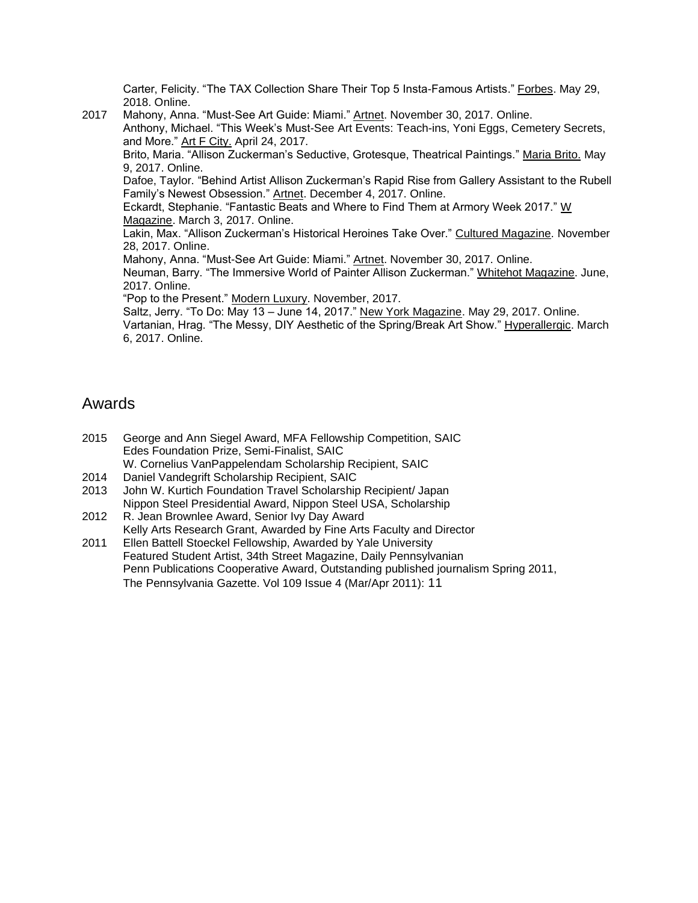Carter, Felicity. "The TAX Collection Share Their Top 5 Insta-Famous Artists." Forbes. May 29, 2018. Online.

2017 Mahony, Anna. "Must-See Art Guide: Miami." Artnet. November 30, 2017. Online.
Anthony, Michael. "This Week's Must-See Art Events: Teach-ins, Yoni Eggs, Cemetery Secrets, and More." Art F City. April 24, 2017.
Brito, Maria. "Allison Zuckerman's Seductive, Grotesque, Theatrical Paintings." Maria Brito. May 9, 2017. Online.
Dafoe, Taylor. "Behind Artist Allison Zuckerman's Rapid Rise from Gallery Assistant to the Rubell Family's Newest Obsession." Artnet. December 4, 2017. Online.
Eckardt, Stephanie. "Fantastic Beats and Where to Find Them at Armory Week 2017." W Magazine. March 3, 2017. Online.
Lakin, Max. "Allison Zuckerman's Historical Heroines Take Over." Cultured Magazine. November 28, 2017. Online.
Mahony, Anna. "Must-See Art Guide: Miami." Artnet. November 30, 2017. Online.
Neuman, Barry. "The Immersive World of Painter Allison Zuckerman." Whitehot Magazine. June, 2017. Online.
"Pop to the Present." Modern Luxury. November, 2017.
Saltz, Jerry. "To Do: May 13 – June 14, 2017." New York Magazine. May 29, 2017. Online.
Vartanian, Hrag. "The Messy, DIY Aesthetic of the Spring/Break Art Show." Hyperallergic. March 6, 2017. Online.

## Awards

2015 George and Ann Siegel Award, MFA Fellowship Competition, SAIC
Edes Foundation Prize, Semi-Finalist, SAIC
W. Cornelius VanPappelendam Scholarship Recipient, SAIC

2014 Daniel Vandegrift Scholarship Recipient, SAIC

2013 John W. Kurtich Foundation Travel Scholarship Recipient/ Japan
Nippon Steel Presidential Award, Nippon Steel USA, Scholarship

2012 R. Jean Brownlee Award, Senior Ivy Day Award
Kelly Arts Research Grant, Awarded by Fine Arts Faculty and Director

2011 Ellen Battell Stoeckel Fellowship, Awarded by Yale University
Featured Student Artist, 34th Street Magazine, Daily Pennsylvanian
Penn Publications Cooperative Award, Outstanding published journalism Spring 2011, The Pennsylvania Gazette. Vol 109 Issue 4 (Mar/Apr 2011): 11